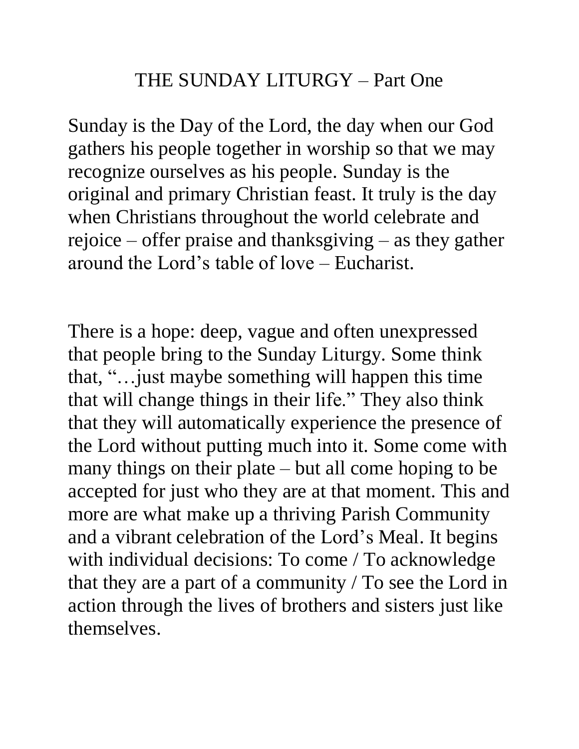# THE SUNDAY LITURGY – Part One

Sunday is the Day of the Lord, the day when our God gathers his people together in worship so that we may recognize ourselves as his people. Sunday is the original and primary Christian feast. It truly is the day when Christians throughout the world celebrate and rejoice – offer praise and thanksgiving – as they gather around the Lord's table of love – Eucharist.

There is a hope: deep, vague and often unexpressed that people bring to the Sunday Liturgy. Some think that, "…just maybe something will happen this time that will change things in their life." They also think that they will automatically experience the presence of the Lord without putting much into it. Some come with many things on their plate – but all come hoping to be accepted for just who they are at that moment. This and more are what make up a thriving Parish Community and a vibrant celebration of the Lord's Meal. It begins with individual decisions: To come / To acknowledge that they are a part of a community / To see the Lord in action through the lives of brothers and sisters just like themselves.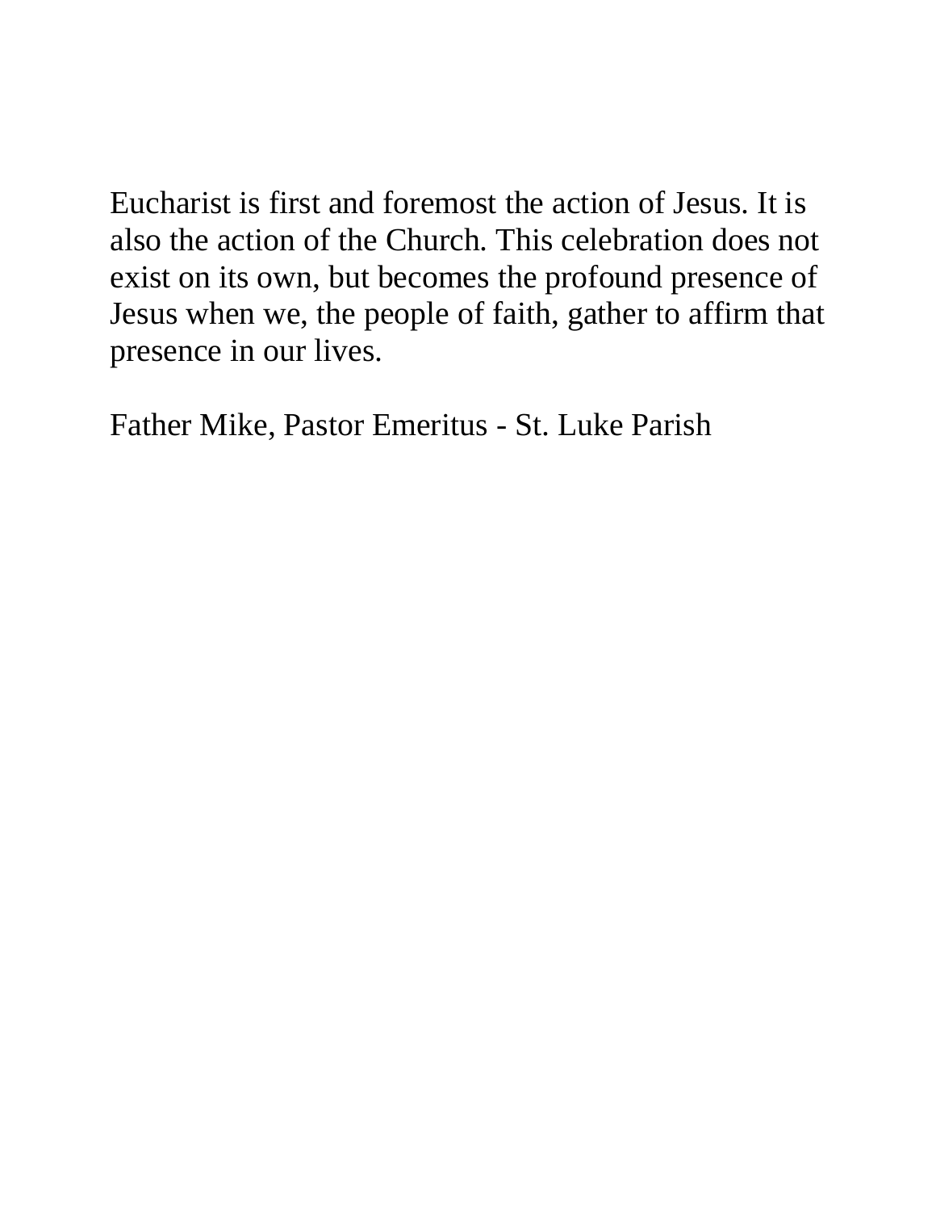Eucharist is first and foremost the action of Jesus. It is also the action of the Church. This celebration does not exist on its own, but becomes the profound presence of Jesus when we, the people of faith, gather to affirm that presence in our lives.

Father Mike, Pastor Emeritus - St. Luke Parish